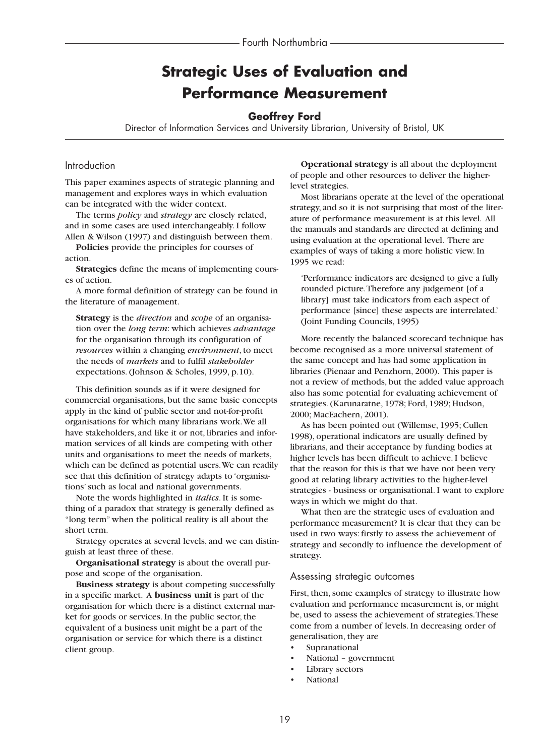# Strategic Uses of Evaluation and Performance Measurement

**Geoffrey Ford**

Director of Information Services and University Librarian, University of Bristol, UK

## Introduction

This paper examines aspects of strategic planning and management and explores ways in which evaluation can be integrated with the wider context.

The terms *policy* and *strategy* are closely related, and in some cases are used interchangeably. I follow Allen & Wilson (1997) and distinguish between them.

**Policies** provide the principles for courses of action.

**Strategies** define the means of implementing courses of action.

A more formal definition of strategy can be found in the literature of management.

> **Strategy** is the *direction* and *scope* of an organisation over the *long term*: which achieves *advantage* for the organisation through its configuration of *resources* within a changing *environment*, to meet the needs of *markets* and to fulfil *stakeholder* expectations. (Johnson & Scholes, 1999, p.10).

This definition sounds as if it were designed for commercial organisations, but the same basic concepts apply in the kind of public sector and not-for-profit organisations for which many librarians work. We all have stakeholders, and like it or not, libraries and information services of all kinds are competing with other units and organisations to meet the needs of markets, which can be defined as potential users. We can readily see that this definition of strategy adapts to 'organisations' such as local and national governments.

Note the words highlighted in *italics*. It is something of a paradox that strategy is generally defined as "long term" when the political reality is all about the short term.

Strategy operates at several levels, and we can distinguish at least three of these.

**Organisational strategy** is about the overall purpose and scope of the organisation.

**Business strategy** is about competing successfully in a specific market. A **business unit** is part of the organisation for which there is a distinct external market for goods or services. In the public sector, the equivalent of a business unit might be a part of the organisation or service for which there is a distinct client group.

**Operational strategy** is all about the deployment of people and other resources to deliver the higher-level strategies.

Most librarians operate at the level of the operational strategy, and so it is not surprising that most of the literature of performance measurement is at this level. All the manuals and standards are directed at defining and using evaluation at the operational level. There are examples of ways of taking a more holistic view. In 1995 we read:

> 'Performance indicators are designed to give a fully rounded picture. Therefore any judgement [of a library] must take indicators from each aspect of performance [since] these aspects are interrelated.' (Joint Funding Councils, 1995)

More recently the balanced scorecard technique has become recognised as a more universal statement of the same concept and has had some application in libraries (Pienaar and Penzhorn, 2000). This paper is not a review of methods, but the added value approach also has some potential for evaluating achievement of strategies. (Karunaratne, 1978; Ford, 1989; Hudson, 2000; MacEachern, 2001).

As has been pointed out (Willemse, 1995; Cullen 1998), operational indicators are usually defined by librarians, and their acceptance by funding bodies at higher levels has been difficult to achieve. I believe that the reason for this is that we have not been very good at relating library activities to the higher-level strategies - business or organisational. I want to explore ways in which we might do that.

What then are the strategic uses of evaluation and performance measurement? It is clear that they can be used in two ways: firstly to assess the achievement of strategy and secondly to influence the development of strategy.

## Assessing strategic outcomes

First, then, some examples of strategy to illustrate how evaluation and performance measurement is, or might be, used to assess the achievement of strategies. These come from a number of levels. In decreasing order of generalisation, they are

- Supranational
- National – government
- Library sectors
- National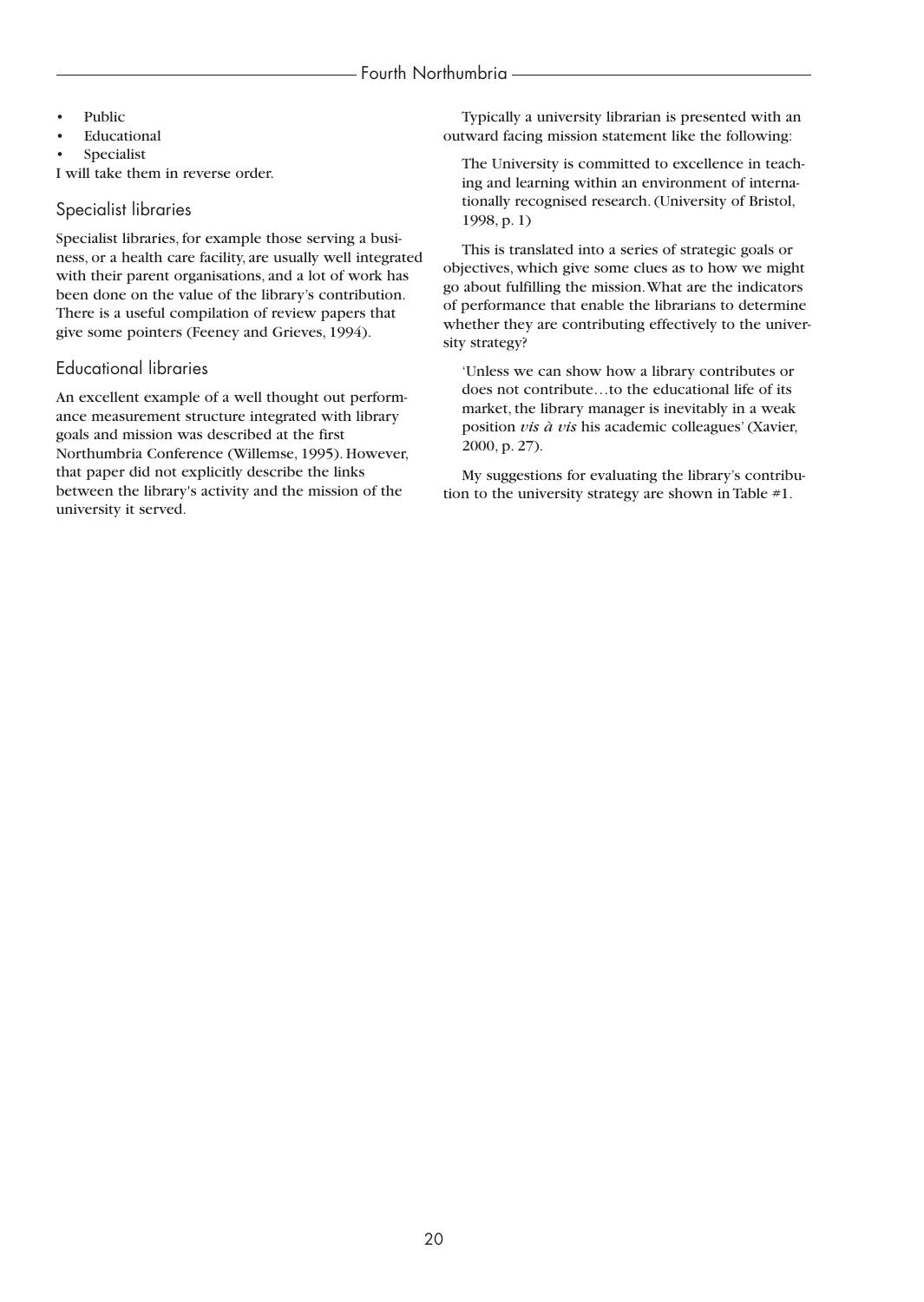- Public
- Educational
- Specialist

I will take them in reverse order.

## Specialist libraries

Specialist libraries, for example those serving a business, or a health care facility, are usually well integrated with their parent organisations, and a lot of work has been done on the value of the library's contribution. There is a useful compilation of review papers that give some pointers (Feeney and Grieves, 1994).

## Educational libraries

An excellent example of a well thought out performance measurement structure integrated with library goals and mission was described at the first Northumbria Conference (Willemse, 1995). However, that paper did not explicitly describe the links between the library's activity and the mission of the university it served.

Typically a university librarian is presented with an outward facing mission statement like the following:

> The University is committed to excellence in teaching and learning within an environment of internationally recognised research. (University of Bristol, 1998, p. 1)

This is translated into a series of strategic goals or objectives, which give some clues as to how we might go about fulfilling the mission. What are the indicators of performance that enable the librarians to determine whether they are contributing effectively to the university strategy?

> 'Unless we can show how a library contributes or does not contribute…to the educational life of its market, the library manager is inevitably in a weak position *vis à vis* his academic colleagues' (Xavier, 2000, p. 27).

My suggestions for evaluating the library's contribution to the university strategy are shown in Table #1.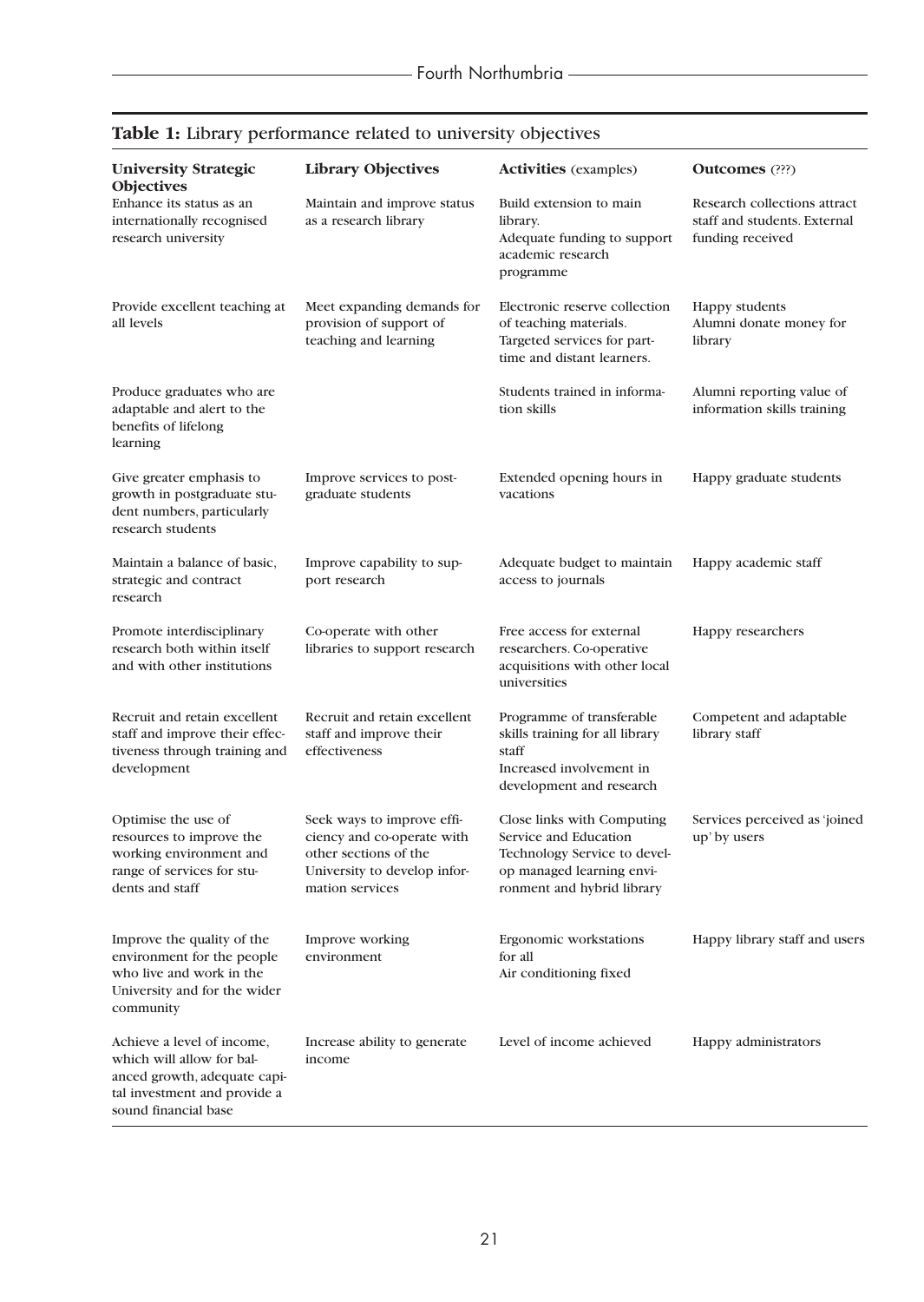**Table 1:** Library performance related to university objectives

| **University Strategic Objectives** | **Library Objectives** | **Activities** (examples) | **Outcomes** (???) |
|---|---|---|---|
| Enhance its status as an internationally recognised research university | Maintain and improve status as a research library | Build extension to main library. Adequate funding to support academic research programme | Research collections attract staff and students. External funding received |
| Provide excellent teaching at all levels | Meet expanding demands for provision of support of teaching and learning | Electronic reserve collection of teaching materials. Targeted services for part-time and distant learners. | Happy students Alumni donate money for library |
| Produce graduates who are adaptable and alert to the benefits of lifelong learning | | Students trained in information skills | Alumni reporting value of information skills training |
| Give greater emphasis to growth in postgraduate student numbers, particularly research students | Improve services to postgraduate students | Extended opening hours in vacations | Happy graduate students |
| Maintain a balance of basic, strategic and contract research | Improve capability to support research | Adequate budget to maintain access to journals | Happy academic staff |
| Promote interdisciplinary research both within itself and with other institutions | Co-operate with other libraries to support research | Free access for external researchers. Co-operative acquisitions with other local universities | Happy researchers |
| Recruit and retain excellent staff and improve their effectiveness through training and development | Recruit and retain excellent staff and improve their effectiveness | Programme of transferable skills training for all library staff Increased involvement in development and research | Competent and adaptable library staff |
| Optimise the use of resources to improve the working environment and range of services for students and staff | Seek ways to improve efficiency and co-operate with other sections of the University to develop information services | Close links with Computing Service and Education Technology Service to develop managed learning environment and hybrid library | Services perceived as 'joined up' by users |
| Improve the quality of the environment for the people who live and work in the University and for the wider community | Improve working environment | Ergonomic workstations for all Air conditioning fixed | Happy library staff and users |
| Achieve a level of income, which will allow for balanced growth, adequate capital investment and provide a sound financial base | Increase ability to generate income | Level of income achieved | Happy administrators |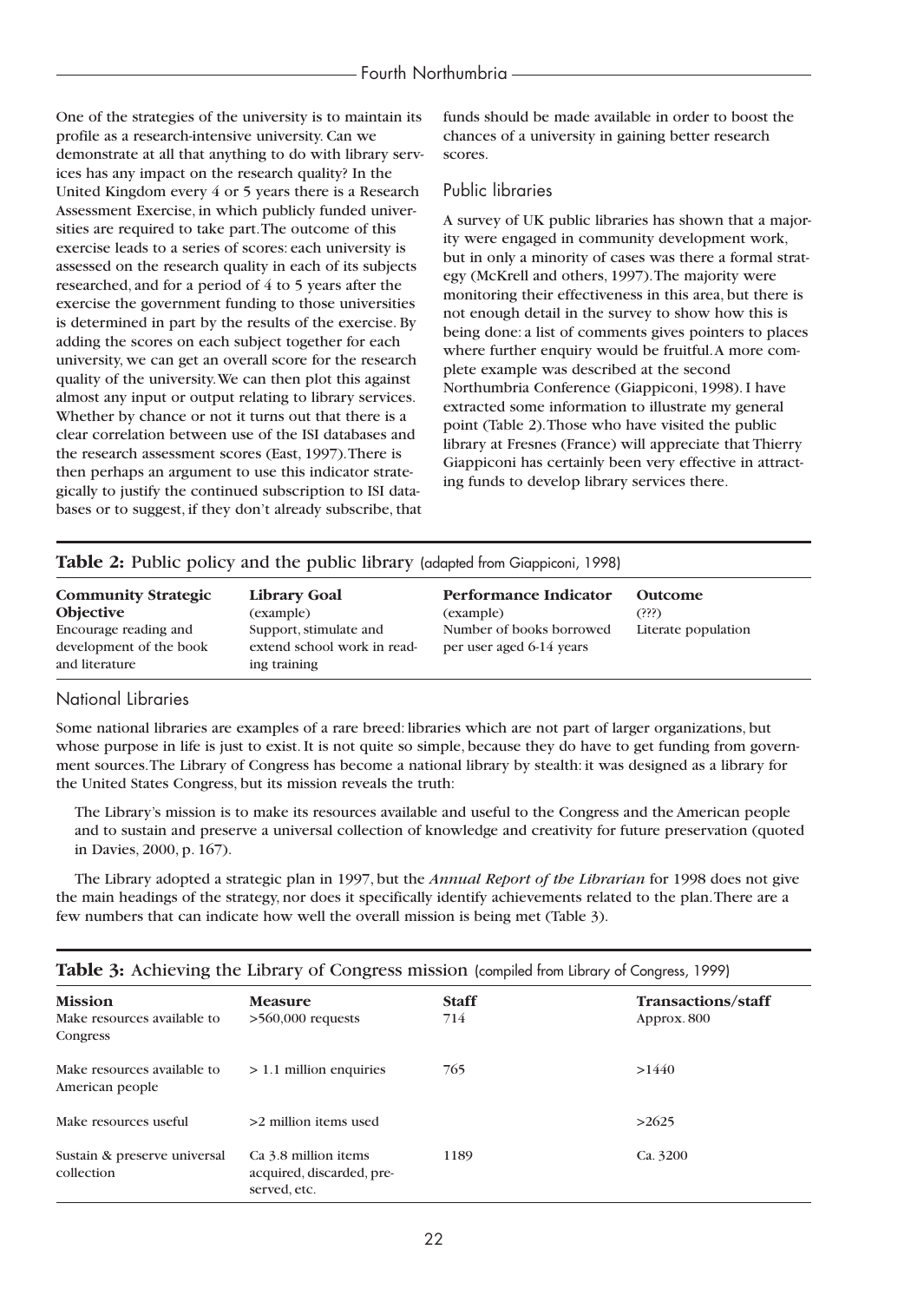One of the strategies of the university is to maintain its profile as a research-intensive university. Can we demonstrate at all that anything to do with library services has any impact on the research quality? In the United Kingdom every 4 or 5 years there is a Research Assessment Exercise, in which publicly funded universities are required to take part. The outcome of this exercise leads to a series of scores: each university is assessed on the research quality in each of its subjects researched, and for a period of 4 to 5 years after the exercise the government funding to those universities is determined in part by the results of the exercise. By adding the scores on each subject together for each university, we can get an overall score for the research quality of the university. We can then plot this against almost any input or output relating to library services. Whether by chance or not it turns out that there is a clear correlation between use of the ISI databases and the research assessment scores (East, 1997). There is then perhaps an argument to use this indicator strategically to justify the continued subscription to ISI databases or to suggest, if they don't already subscribe, that funds should be made available in order to boost the chances of a university in gaining better research scores.

## Public libraries

A survey of UK public libraries has shown that a majority were engaged in community development work, but in only a minority of cases was there a formal strategy (McKrell and others, 1997). The majority were monitoring their effectiveness in this area, but there is not enough detail in the survey to show how this is being done: a list of comments gives pointers to places where further enquiry would be fruitful. A more complete example was described at the second Northumbria Conference (Giappiconi, 1998). I have extracted some information to illustrate my general point (Table 2). Those who have visited the public library at Fresnes (France) will appreciate that Thierry Giappiconi has certainly been very effective in attracting funds to develop library services there.

**Table 2:** Public policy and the public library (adapted from Giappiconi, 1998)

| **Community Strategic Objective** | **Library Goal** (example) | **Performance Indicator** (example) | **Outcome** (???) |
|---|---|---|---|
| Encourage reading and development of the book and literature | Support, stimulate and extend school work in reading training | Number of books borrowed per user aged 6-14 years | Literate population |

## National Libraries

Some national libraries are examples of a rare breed: libraries which are not part of larger organizations, but whose purpose in life is just to exist. It is not quite so simple, because they do have to get funding from government sources. The Library of Congress has become a national library by stealth: it was designed as a library for the United States Congress, but its mission reveals the truth:

> The Library's mission is to make its resources available and useful to the Congress and the American people and to sustain and preserve a universal collection of knowledge and creativity for future preservation (quoted in Davies, 2000, p. 167).

The Library adopted a strategic plan in 1997, but the *Annual Report of the Librarian* for 1998 does not give the main headings of the strategy, nor does it specifically identify achievements related to the plan. There are a few numbers that can indicate how well the overall mission is being met (Table 3).

**Table 3:** Achieving the Library of Congress mission (compiled from Library of Congress, 1999)

| **Mission** | **Measure** | **Staff** | **Transactions/staff** |
|---|---|---|---|
| Make resources available to Congress | >560,000 requests | 714 | Approx. 800 |
| Make resources available to American people | > 1.1 million enquiries | 765 | >1440 |
| Make resources useful | >2 million items used | | >2625 |
| Sustain & preserve universal collection | Ca 3.8 million items acquired, discarded, preserved, etc. | 1189 | Ca. 3200 |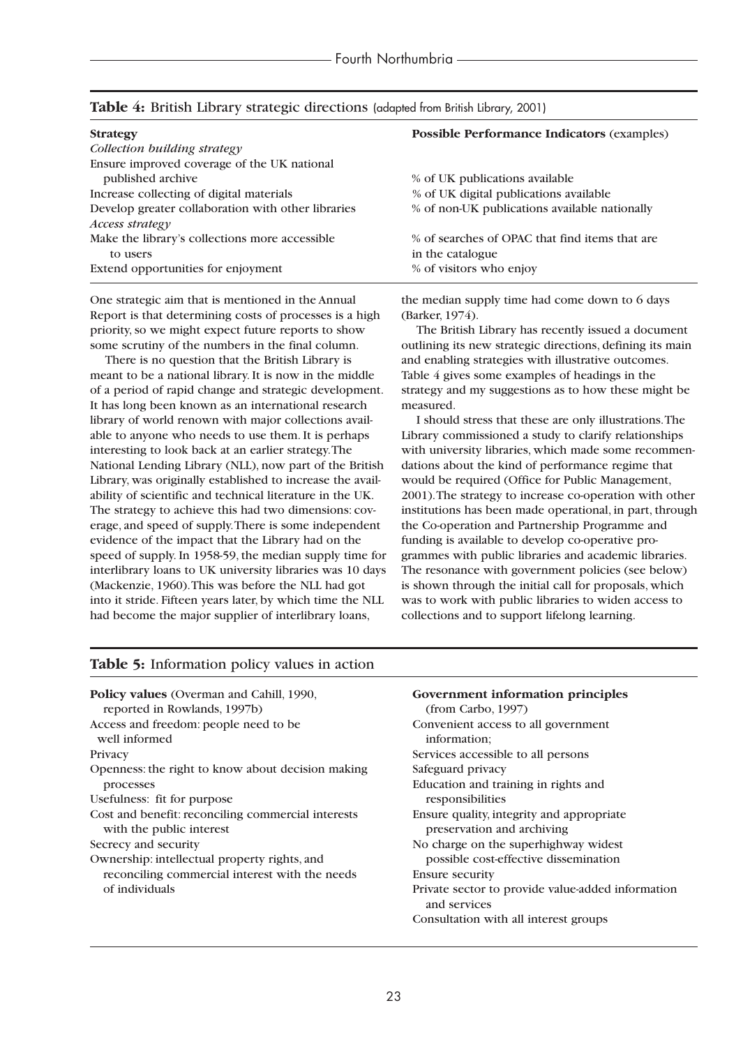**Table 4:** British Library strategic directions (adapted from British Library, 2001)

| **Strategy** | **Possible Performance Indicators** (examples) |
|---|---|
| *Collection building strategy* | |
| Ensure improved coverage of the UK national published archive | % of UK publications available |
| Increase collecting of digital materials | % of UK digital publications available |
| Develop greater collaboration with other libraries | % of non-UK publications available nationally |
| *Access strategy* | |
| Make the library's collections more accessible to users | % of searches of OPAC that find items that are in the catalogue |
| Extend opportunities for enjoyment | % of visitors who enjoy |

One strategic aim that is mentioned in the Annual Report is that determining costs of processes is a high priority, so we might expect future reports to show some scrutiny of the numbers in the final column.

There is no question that the British Library is meant to be a national library. It is now in the middle of a period of rapid change and strategic development. It has long been known as an international research library of world renown with major collections available to anyone who needs to use them. It is perhaps interesting to look back at an earlier strategy. The National Lending Library (NLL), now part of the British Library, was originally established to increase the availability of scientific and technical literature in the UK. The strategy to achieve this had two dimensions: coverage, and speed of supply. There is some independent evidence of the impact that the Library had on the speed of supply. In 1958-59, the median supply time for interlibrary loans to UK university libraries was 10 days (Mackenzie, 1960). This was before the NLL had got into it stride. Fifteen years later, by which time the NLL had become the major supplier of interlibrary loans, the median supply time had come down to 6 days (Barker, 1974).

The British Library has recently issued a document outlining its new strategic directions, defining its main and enabling strategies with illustrative outcomes. Table 4 gives some examples of headings in the strategy and my suggestions as to how these might be measured.

I should stress that these are only illustrations. The Library commissioned a study to clarify relationships with university libraries, which made some recommendations about the kind of performance regime that would be required (Office for Public Management, 2001). The strategy to increase co-operation with other institutions has been made operational, in part, through the Co-operation and Partnership Programme and funding is available to develop co-operative programmes with public libraries and academic libraries. The resonance with government policies (see below) is shown through the initial call for proposals, which was to work with public libraries to widen access to collections and to support lifelong learning.

**Table 5:** Information policy values in action

| **Policy values** (Overman and Cahill, 1990, reported in Rowlands, 1997b) | **Government information principles** (from Carbo, 1997) |
|---|---|
| Access and freedom: people need to be well informed | Convenient access to all government information; |
| Privacy | Services accessible to all persons |
| Openness: the right to know about decision making processes | Safeguard privacy |
| Usefulness: fit for purpose | Education and training in rights and responsibilities |
| Cost and benefit: reconciling commercial interests with the public interest | Ensure quality, integrity and appropriate preservation and archiving |
| Secrecy and security | No charge on the superhighway widest possible cost-effective dissemination |
| Ownership: intellectual property rights, and reconciling commercial interest with the needs of individuals | Ensure security |
| | Private sector to provide value-added information and services |
| | Consultation with all interest groups |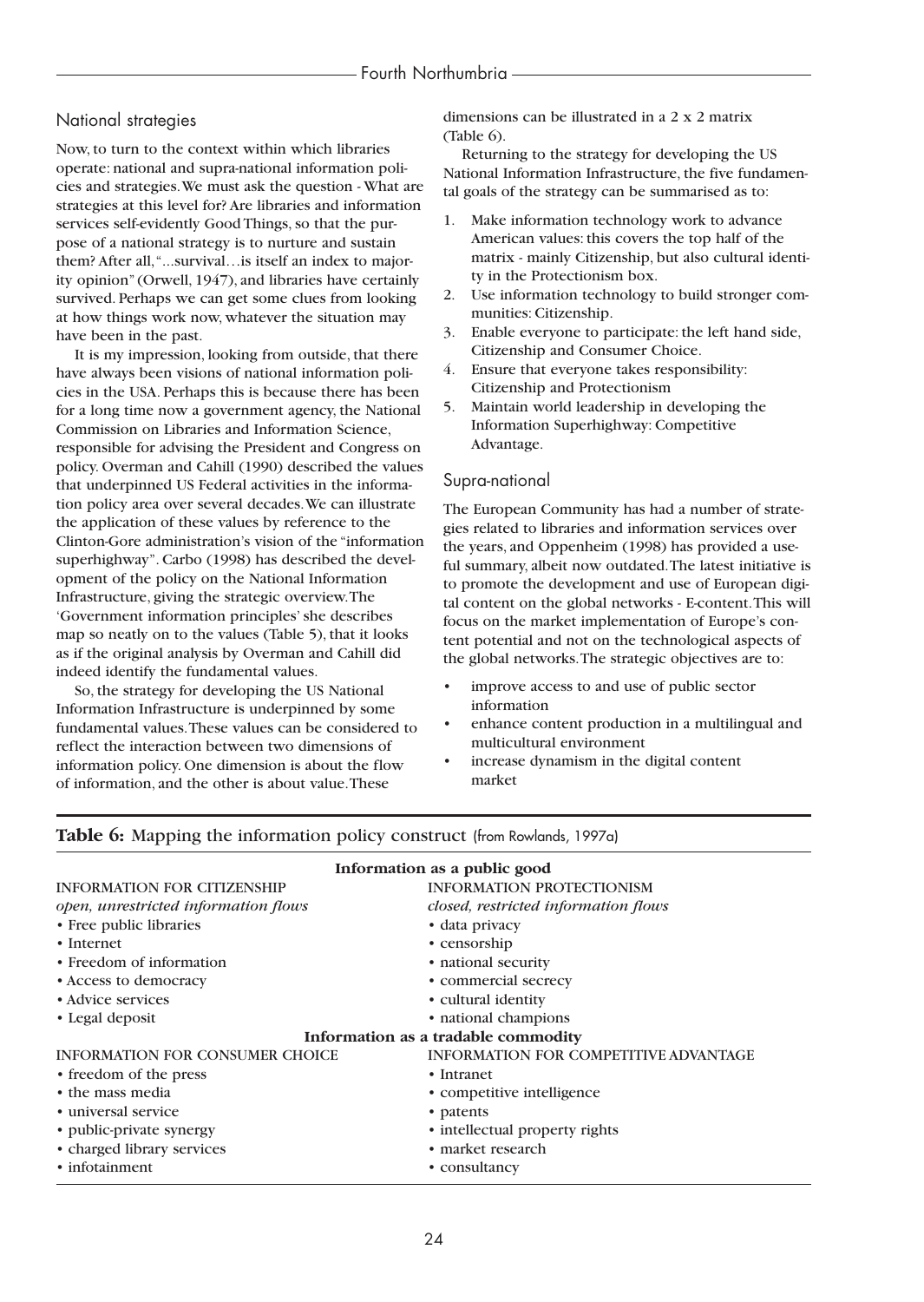## National strategies

Now, to turn to the context within which libraries operate: national and supra-national information policies and strategies. We must ask the question - What are strategies at this level for? Are libraries and information services self-evidently Good Things, so that the purpose of a national strategy is to nurture and sustain them? After all, "...survival…is itself an index to majority opinion" (Orwell, 1947), and libraries have certainly survived. Perhaps we can get some clues from looking at how things work now, whatever the situation may have been in the past.

It is my impression, looking from outside, that there have always been visions of national information policies in the USA. Perhaps this is because there has been for a long time now a government agency, the National Commission on Libraries and Information Science, responsible for advising the President and Congress on policy. Overman and Cahill (1990) described the values that underpinned US Federal activities in the information policy area over several decades. We can illustrate the application of these values by reference to the Clinton-Gore administration's vision of the "information superhighway". Carbo (1998) has described the development of the policy on the National Information Infrastructure, giving the strategic overview. The 'Government information principles' she describes map so neatly on to the values (Table 5), that it looks as if the original analysis by Overman and Cahill did indeed identify the fundamental values.

So, the strategy for developing the US National Information Infrastructure is underpinned by some fundamental values. These values can be considered to reflect the interaction between two dimensions of information policy. One dimension is about the flow of information, and the other is about value. These dimensions can be illustrated in a 2 x 2 matrix (Table 6).

Returning to the strategy for developing the US National Information Infrastructure, the five fundamental goals of the strategy can be summarised as to:

1. Make information technology work to advance American values: this covers the top half of the matrix - mainly Citizenship, but also cultural identity in the Protectionism box.
2. Use information technology to build stronger communities: Citizenship.
3. Enable everyone to participate: the left hand side, Citizenship and Consumer Choice.
4. Ensure that everyone takes responsibility: Citizenship and Protectionism
5. Maintain world leadership in developing the Information Superhighway: Competitive Advantage.

## Supra-national

The European Community has had a number of strategies related to libraries and information services over the years, and Oppenheim (1998) has provided a useful summary, albeit now outdated. The latest initiative is to promote the development and use of European digital content on the global networks - E-content. This will focus on the market implementation of Europe's content potential and not on the technological aspects of the global networks. The strategic objectives are to:

- improve access to and use of public sector information
- enhance content production in a multilingual and multicultural environment
- increase dynamism in the digital content market

**Table 6:** Mapping the information policy construct (from Rowlands, 1997a)

| **Information as a public good** | |
|---|---|
| INFORMATION FOR CITIZENSHIP | INFORMATION PROTECTIONISM |
| *open, unrestricted information flows* | *closed, restricted information flows* |
| • Free public libraries | • data privacy |
| • Internet | • censorship |
| • Freedom of information | • national security |
| • Access to democracy | • commercial secrecy |
| • Advice services | • cultural identity |
| • Legal deposit | • national champions |
| **Information as a tradable commodity** | |
| INFORMATION FOR CONSUMER CHOICE | INFORMATION FOR COMPETITIVE ADVANTAGE |
| • freedom of the press | • Intranet |
| • the mass media | • competitive intelligence |
| • universal service | • patents |
| • public-private synergy | • intellectual property rights |
| • charged library services | • market research |
| • infotainment | • consultancy |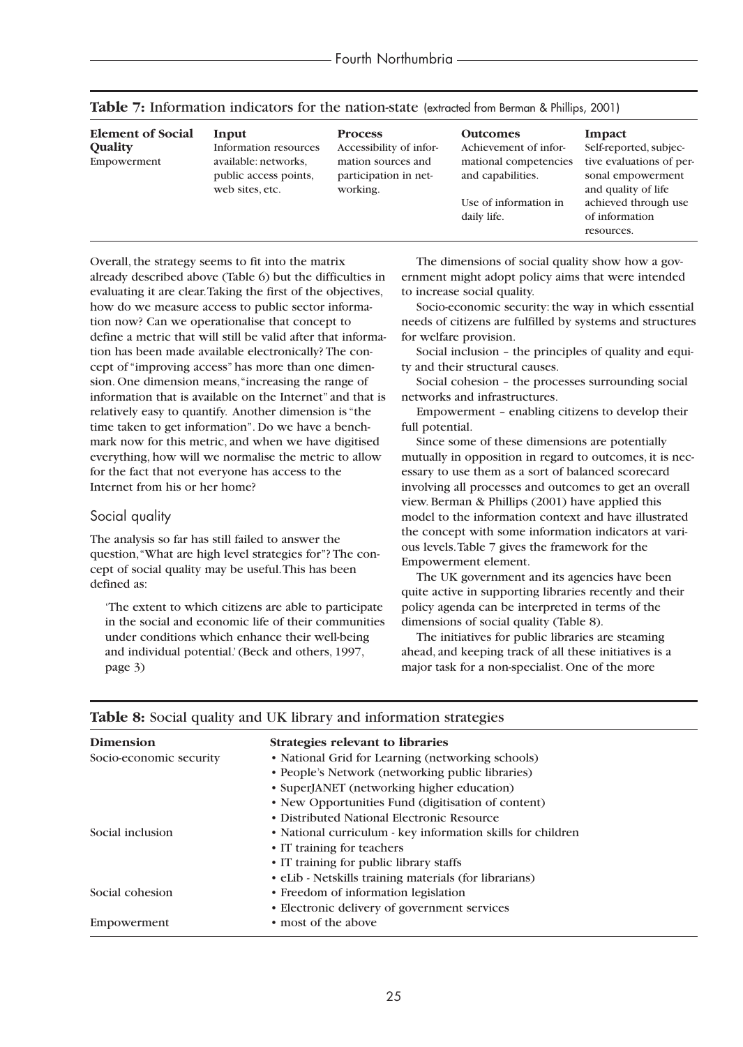**Table 7:** Information indicators for the nation-state (extracted from Berman & Phillips, 2001)

| Element of Social Quality | Input | Process | Outcomes | Impact |
|---|---|---|---|---|
| Empowerment | Information resources available: networks, public access points, web sites, etc. | Accessibility of information sources and participation in networking. | Achievement of informational competencies and capabilities.<br><br>Use of information in daily life. | Self-reported, subjective evaluations of personal empowerment and quality of life achieved through use of information resources. |

Overall, the strategy seems to fit into the matrix already described above (Table 6) but the difficulties in evaluating it are clear. Taking the first of the objectives, how do we measure access to public sector information now? Can we operationalise that concept to define a metric that will still be valid after that information has been made available electronically? The concept of "improving access" has more than one dimension. One dimension means, "increasing the range of information that is available on the Internet" and that is relatively easy to quantify. Another dimension is "the time taken to get information". Do we have a benchmark now for this metric, and when we have digitised everything, how will we normalise the metric to allow for the fact that not everyone has access to the Internet from his or her home?

## Social quality

The analysis so far has still failed to answer the question, "What are high level strategies for"? The concept of social quality may be useful. This has been defined as:

> 'The extent to which citizens are able to participate in the social and economic life of their communities under conditions which enhance their well-being and individual potential.' (Beck and others, 1997, page 3)

The dimensions of social quality show how a government might adopt policy aims that were intended to increase social quality.

Socio-economic security: the way in which essential needs of citizens are fulfilled by systems and structures for welfare provision.

Social inclusion – the principles of quality and equity and their structural causes.

Social cohesion – the processes surrounding social networks and infrastructures.

Empowerment – enabling citizens to develop their full potential.

Since some of these dimensions are potentially mutually in opposition in regard to outcomes, it is necessary to use them as a sort of balanced scorecard involving all processes and outcomes to get an overall view. Berman & Phillips (2001) have applied this model to the information context and have illustrated the concept with some information indicators at various levels. Table 7 gives the framework for the Empowerment element.

The UK government and its agencies have been quite active in supporting libraries recently and their policy agenda can be interpreted in terms of the dimensions of social quality (Table 8).

The initiatives for public libraries are steaming ahead, and keeping track of all these initiatives is a major task for a non-specialist. One of the more

**Table 8:** Social quality and UK library and information strategies

| Dimension | Strategies relevant to libraries |
|---|---|
| Socio-economic security | • National Grid for Learning (networking schools)<br>• People's Network (networking public libraries)<br>• SuperJANET (networking higher education)<br>• New Opportunities Fund (digitisation of content)<br>• Distributed National Electronic Resource |
| Social inclusion | • National curriculum - key information skills for children<br>• IT training for teachers<br>• IT training for public library staffs<br>• eLib - Netskills training materials (for librarians) |
| Social cohesion | • Freedom of information legislation<br>• Electronic delivery of government services |
| Empowerment | • most of the above |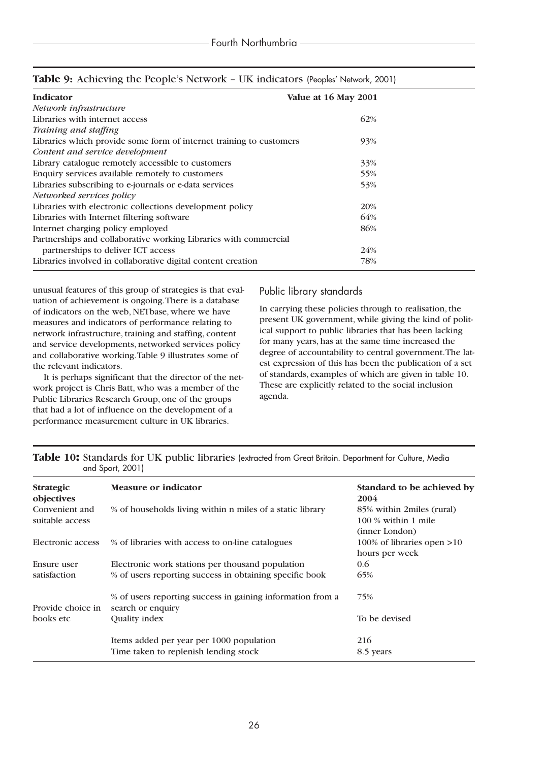**Table 9:** Achieving the People's Network – UK indicators (Peoples' Network, 2001)

| Indicator | Value at 16 May 2001 |
|---|---|
| *Network infrastructure* | |
| Libraries with internet access | 62% |
| *Training and staffing* | |
| Libraries which provide some form of internet training to customers | 93% |
| *Content and service development* | |
| Library catalogue remotely accessible to customers | 33% |
| Enquiry services available remotely to customers | 55% |
| Libraries subscribing to e-journals or e-data services | 53% |
| *Networked services policy* | |
| Libraries with electronic collections development policy | 20% |
| Libraries with Internet filtering software | 64% |
| Internet charging policy employed | 86% |
| Partnerships and collaborative working Libraries with commercial partnerships to deliver ICT access | 24% |
| Libraries involved in collaborative digital content creation | 78% |

unusual features of this group of strategies is that evaluation of achievement is ongoing. There is a database of indicators on the web, NETbase, where we have measures and indicators of performance relating to network infrastructure, training and staffing, content and service developments, networked services policy and collaborative working. Table 9 illustrates some of the relevant indicators.

It is perhaps significant that the director of the network project is Chris Batt, who was a member of the Public Libraries Research Group, one of the groups that had a lot of influence on the development of a performance measurement culture in UK libraries.

## Public library standards

In carrying these policies through to realisation, the present UK government, while giving the kind of political support to public libraries that has been lacking for many years, has at the same time increased the degree of accountability to central government. The latest expression of this has been the publication of a set of standards, examples of which are given in table 10. These are explicitly related to the social inclusion agenda.

**Table 10:** Standards for UK public libraries (extracted from Great Britain. Department for Culture, Media and Sport, 2001)

| Strategic objectives | Measure or indicator | Standard to be achieved by 2004 |
|---|---|---|
| Convenient and suitable access | % of households living within n miles of a static library | 85% within 2miles (rural) 100 % within 1 mile (inner London) |
| Electronic access | % of libraries with access to on-line catalogues | 100% of libraries open >10 hours per week |
| Ensure user satisfaction | Electronic work stations per thousand population | 0.6 |
| | % of users reporting success in obtaining specific book | 65% |
| | % of users reporting success in gaining information from a search or enquiry | 75% |
| Provide choice in books etc | Quality index | To be devised |
| | Items added per year per 1000 population | 216 |
| | Time taken to replenish lending stock | 8.5 years |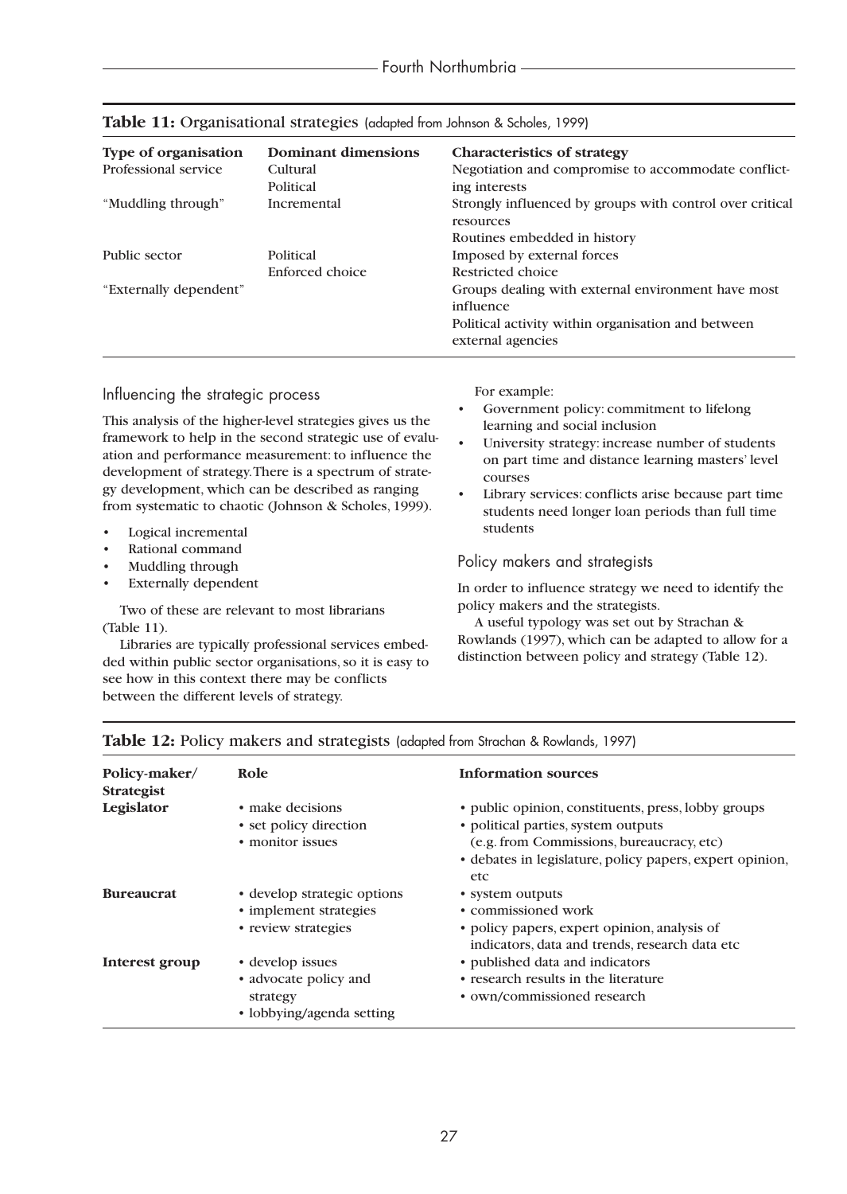**Table 11:** Organisational strategies (adapted from Johnson & Scholes, 1999)

| Type of organisation | Dominant dimensions | Characteristics of strategy |
|---|---|---|
| Professional service | Cultural<br>Political | Negotiation and compromise to accommodate conflicting interests |
| "Muddling through" | Incremental | Strongly influenced by groups with control over critical resources<br>Routines embedded in history |
| Public sector | Political<br>Enforced choice | Imposed by external forces<br>Restricted choice |
| "Externally dependent" | | Groups dealing with external environment have most influence<br>Political activity within organisation and between external agencies |

## Influencing the strategic process

This analysis of the higher-level strategies gives us the framework to help in the second strategic use of evaluation and performance measurement: to influence the development of strategy. There is a spectrum of strategy development, which can be described as ranging from systematic to chaotic (Johnson & Scholes, 1999).

- Logical incremental
- Rational command
- Muddling through
- Externally dependent

Two of these are relevant to most librarians (Table 11).

Libraries are typically professional services embedded within public sector organisations, so it is easy to see how in this context there may be conflicts between the different levels of strategy.

For example:

- Government policy: commitment to lifelong learning and social inclusion
- University strategy: increase number of students on part time and distance learning masters' level courses
- Library services: conflicts arise because part time students need longer loan periods than full time students

## Policy makers and strategists

In order to influence strategy we need to identify the policy makers and the strategists.

A useful typology was set out by Strachan & Rowlands (1997), which can be adapted to allow for a distinction between policy and strategy (Table 12).

**Table 12:** Policy makers and strategists (adapted from Strachan & Rowlands, 1997)

| Policy-maker/ Strategist | Role | Information sources |
|---|---|---|
| **Legislator** | • make decisions<br>• set policy direction<br>• monitor issues | • public opinion, constituents, press, lobby groups<br>• political parties, system outputs (e.g. from Commissions, bureaucracy, etc)<br>• debates in legislature, policy papers, expert opinion, etc |
| **Bureaucrat** | • develop strategic options<br>• implement strategies<br>• review strategies | • system outputs<br>• commissioned work<br>• policy papers, expert opinion, analysis of indicators, data and trends, research data etc |
| **Interest group** | • develop issues<br>• advocate policy and strategy<br>• lobbying/agenda setting | • published data and indicators<br>• research results in the literature<br>• own/commissioned research |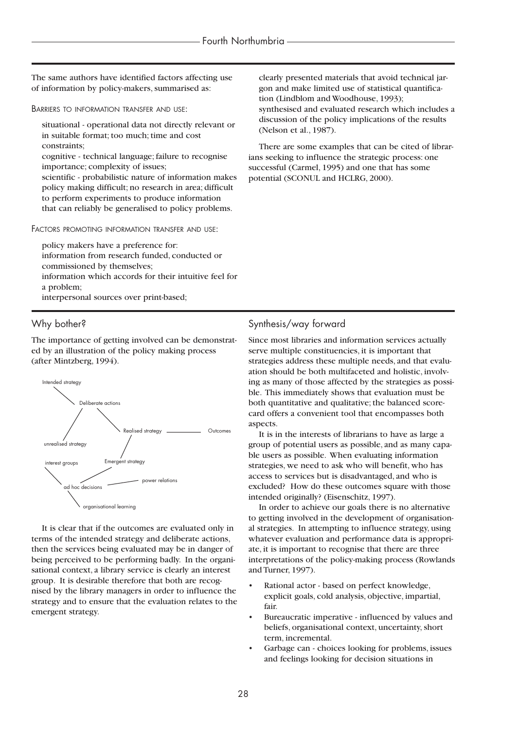The same authors have identified factors affecting use of information by policy-makers, summarised as:

BARRIERS TO INFORMATION TRANSFER AND USE:

situational - operational data not directly relevant or in suitable format; too much; time and cost constraints;
cognitive - technical language; failure to recognise importance; complexity of issues;
scientific - probabilistic nature of information makes policy making difficult; no research in area; difficult to perform experiments to produce information that can reliably be generalised to policy problems.

FACTORS PROMOTING INFORMATION TRANSFER AND USE:

policy makers have a preference for:
information from research funded, conducted or commissioned by themselves;
information which accords for their intuitive feel for a problem;
interpersonal sources over print-based;
clearly presented materials that avoid technical jargon and make limited use of statistical quantification (Lindblom and Woodhouse, 1993);
synthesised and evaluated research which includes a discussion of the policy implications of the results (Nelson et al., 1987).

There are some examples that can be cited of librarians seeking to influence the strategic process: one successful (Carmel, 1995) and one that has some potential (SCONUL and HCLRG, 2000).

## Why bother?

The importance of getting involved can be demonstrated by an illustration of the policy making process (after Mintzberg, 1994).

Intended strategy — Deliberate actions — Realised strategy — Outcomes; unrealised strategy; Emergent strategy; interest groups; ad hoc decisions; power relations; organisational learning

It is clear that if the outcomes are evaluated only in terms of the intended strategy and deliberate actions, then the services being evaluated may be in danger of being perceived to be performing badly. In the organisational context, a library service is clearly an interest group. It is desirable therefore that both are recognised by the library managers in order to influence the strategy and to ensure that the evaluation relates to the emergent strategy.

## Synthesis/way forward

Since most libraries and information services actually serve multiple constituencies, it is important that strategies address these multiple needs, and that evaluation should be both multifaceted and holistic, involving as many of those affected by the strategies as possible. This immediately shows that evaluation must be both quantitative and qualitative; the balanced scorecard offers a convenient tool that encompasses both aspects.

It is in the interests of librarians to have as large a group of potential users as possible, and as many capable users as possible. When evaluating information strategies, we need to ask who will benefit, who has access to services but is disadvantaged, and who is excluded? How do these outcomes square with those intended originally? (Eisenschitz, 1997).

In order to achieve our goals there is no alternative to getting involved in the development of organisational strategies. In attempting to influence strategy, using whatever evaluation and performance data is appropriate, it is important to recognise that there are three interpretations of the policy-making process (Rowlands and Turner, 1997).

- Rational actor - based on perfect knowledge, explicit goals, cold analysis, objective, impartial, fair.
- Bureaucratic imperative - influenced by values and beliefs, organisational context, uncertainty, short term, incremental.
- Garbage can - choices looking for problems, issues and feelings looking for decision situations in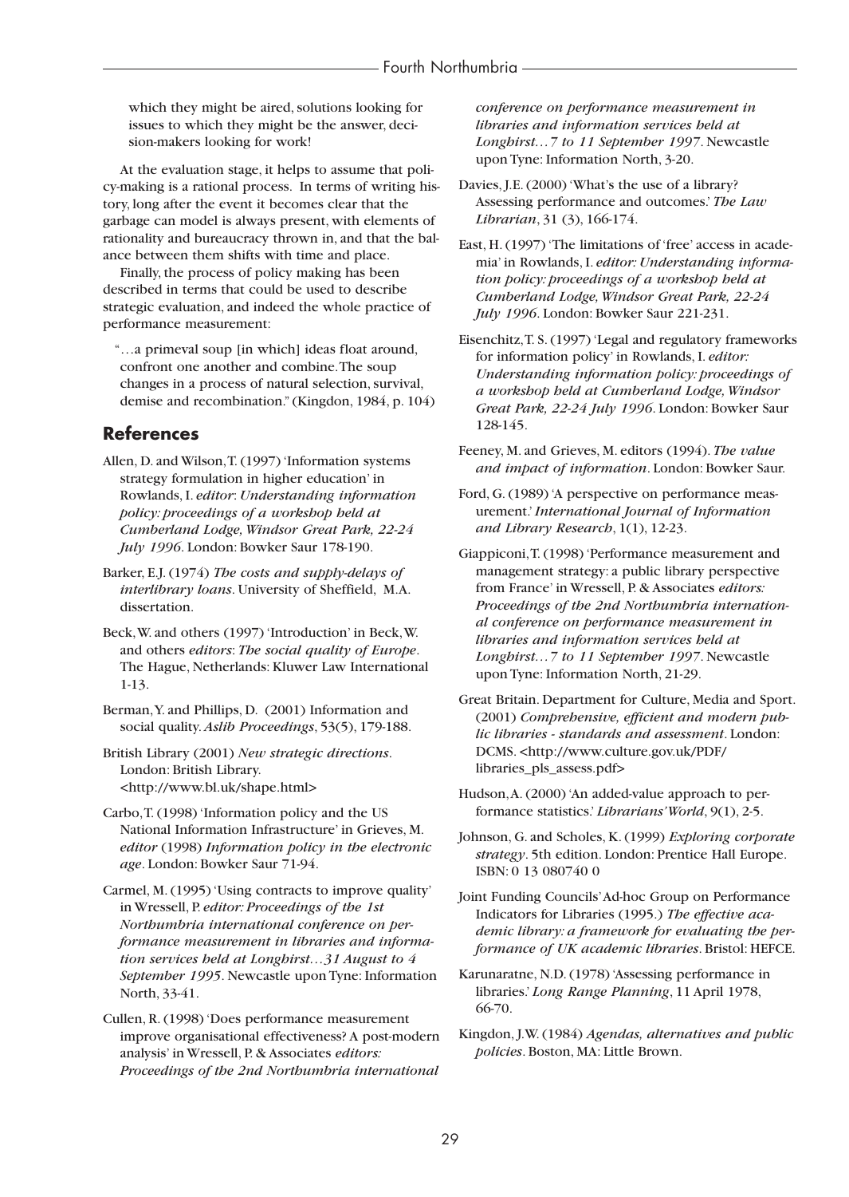which they might be aired, solutions looking for issues to which they might be the answer, decision-makers looking for work!

At the evaluation stage, it helps to assume that policy-making is a rational process. In terms of writing history, long after the event it becomes clear that the garbage can model is always present, with elements of rationality and bureaucracy thrown in, and that the balance between them shifts with time and place.

Finally, the process of policy making has been described in terms that could be used to describe strategic evaluation, and indeed the whole practice of performance measurement:

> "…a primeval soup [in which] ideas float around, confront one another and combine. The soup changes in a process of natural selection, survival, demise and recombination." (Kingdon, 1984, p. 104)

## References

Allen, D. and Wilson, T. (1997) 'Information systems strategy formulation in higher education' in Rowlands, I. *editor*: *Understanding information policy: proceedings of a workshop held at Cumberland Lodge, Windsor Great Park, 22-24 July 1996*. London: Bowker Saur 178-190.

Barker, E.J. (1974) *The costs and supply-delays of interlibrary loans*. University of Sheffield, M.A. dissertation.

Beck, W. and others (1997) 'Introduction' in Beck, W. and others *editors*: *The social quality of Europe*. The Hague, Netherlands: Kluwer Law International 1-13.

Berman, Y. and Phillips, D. (2001) Information and social quality. *Aslib Proceedings*, 53(5), 179-188.

British Library (2001) *New strategic directions*. London: British Library. <http://www.bl.uk/shape.html>

Carbo, T. (1998) 'Information policy and the US National Information Infrastructure' in Grieves, M. *editor* (1998) *Information policy in the electronic age*. London: Bowker Saur 71-94.

Carmel, M. (1995) 'Using contracts to improve quality' in Wressell, P. *editor: Proceedings of the 1st Northumbria international conference on performance measurement in libraries and information services held at Longhirst…31 August to 4 September 1995*. Newcastle upon Tyne: Information North, 33-41.

Cullen, R. (1998) 'Does performance measurement improve organisational effectiveness? A post-modern analysis' in Wressell, P. & Associates *editors: Proceedings of the 2nd Northumbria international conference on performance measurement in libraries and information services held at Longhirst…7 to 11 September 1997*. Newcastle upon Tyne: Information North, 3-20.

Davies, J.E. (2000) 'What's the use of a library? Assessing performance and outcomes.' *The Law Librarian*, 31 (3), 166-174.

East, H. (1997) 'The limitations of 'free' access in academia' in Rowlands, I. *editor: Understanding information policy: proceedings of a workshop held at Cumberland Lodge, Windsor Great Park, 22-24 July 1996*. London: Bowker Saur 221-231.

Eisenchitz, T. S. (1997) 'Legal and regulatory frameworks for information policy' in Rowlands, I. *editor: Understanding information policy: proceedings of a workshop held at Cumberland Lodge, Windsor Great Park, 22-24 July 1996*. London: Bowker Saur 128-145.

Feeney, M. and Grieves, M. editors (1994). *The value and impact of information*. London: Bowker Saur.

Ford, G. (1989) 'A perspective on performance measurement.' *International Journal of Information and Library Research*, 1(1), 12-23.

Giappiconi, T. (1998) 'Performance measurement and management strategy: a public library perspective from France' in Wressell, P. & Associates *editors: Proceedings of the 2nd Northumbria international conference on performance measurement in libraries and information services held at Longhirst…7 to 11 September 1997*. Newcastle upon Tyne: Information North, 21-29.

Great Britain. Department for Culture, Media and Sport. (2001) *Comprehensive, efficient and modern public libraries - standards and assessment*. London: DCMS. <http://www.culture.gov.uk/PDF/libraries_pls_assess.pdf>

Hudson, A. (2000) 'An added-value approach to performance statistics.' *Librarians' World*, 9(1), 2-5.

Johnson, G. and Scholes, K. (1999) *Exploring corporate strategy*. 5th edition. London: Prentice Hall Europe. ISBN: 0 13 080740 0

Joint Funding Councils' Ad-hoc Group on Performance Indicators for Libraries (1995.) *The effective academic library: a framework for evaluating the performance of UK academic libraries*. Bristol: HEFCE.

Karunaratne, N.D. (1978) 'Assessing performance in libraries.' *Long Range Planning*, 11 April 1978, 66-70.

Kingdon, J.W. (1984) *Agendas, alternatives and public policies*. Boston, MA: Little Brown.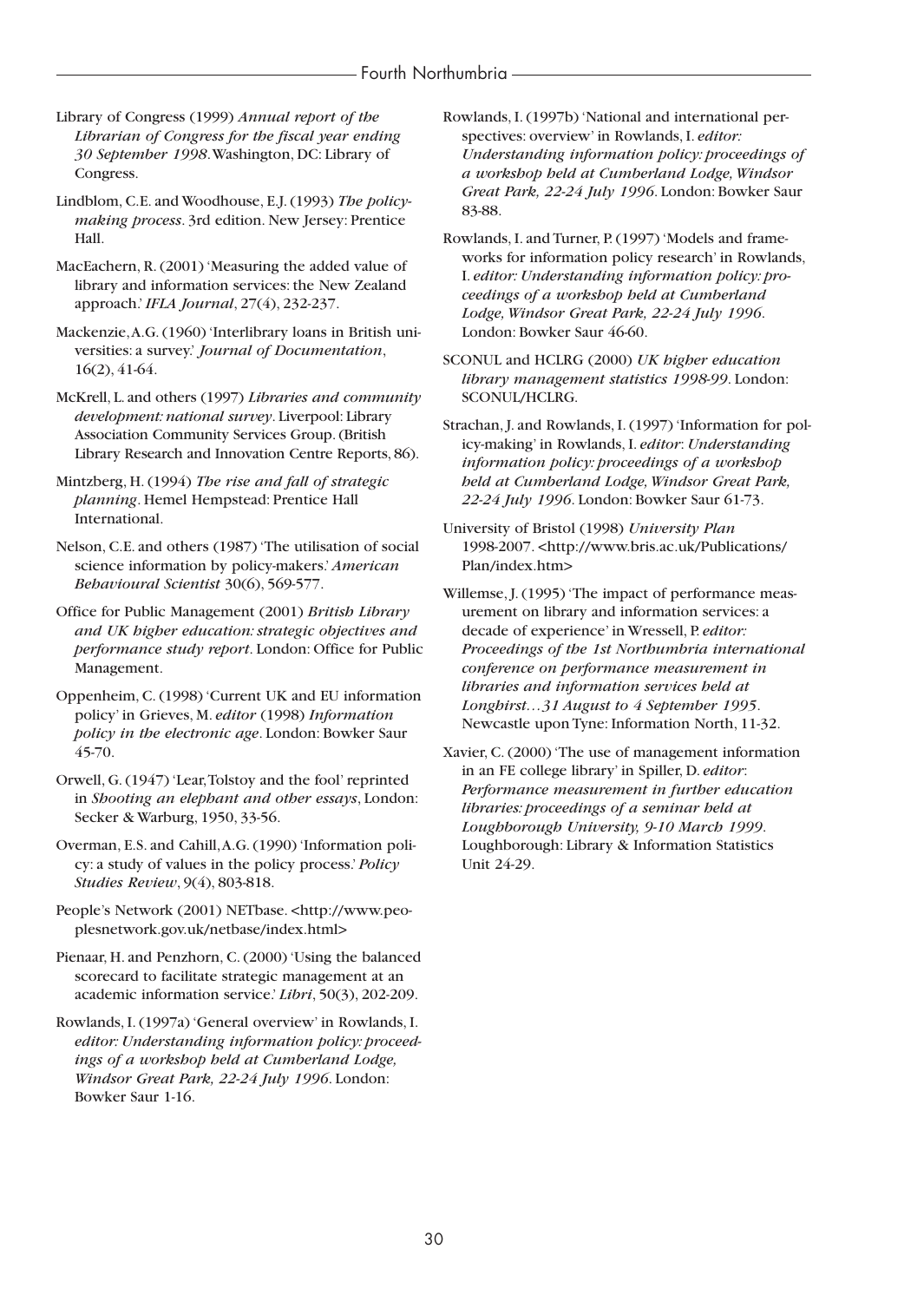Library of Congress (1999) *Annual report of the Librarian of Congress for the fiscal year ending 30 September 1998*. Washington, DC: Library of Congress.

Lindblom, C.E. and Woodhouse, E.J. (1993) *The policy-making process*. 3rd edition. New Jersey: Prentice Hall.

MacEachern, R. (2001) 'Measuring the added value of library and information services: the New Zealand approach.' *IFLA Journal*, 27(4), 232-237.

Mackenzie, A.G. (1960) 'Interlibrary loans in British universities: a survey.' *Journal of Documentation*, 16(2), 41-64.

McKrell, L. and others (1997) *Libraries and community development: national survey*. Liverpool: Library Association Community Services Group. (British Library Research and Innovation Centre Reports, 86).

Mintzberg, H. (1994) *The rise and fall of strategic planning*. Hemel Hempstead: Prentice Hall International.

Nelson, C.E. and others (1987) 'The utilisation of social science information by policy-makers.' *American Behavioural Scientist* 30(6), 569-577.

Office for Public Management (2001) *British Library and UK higher education: strategic objectives and performance study report*. London: Office for Public Management.

Oppenheim, C. (1998) 'Current UK and EU information policy' in Grieves, M. *editor* (1998) *Information policy in the electronic age*. London: Bowker Saur 45-70.

Orwell, G. (1947) 'Lear, Tolstoy and the fool' reprinted in *Shooting an elephant and other essays*, London: Secker & Warburg, 1950, 33-56.

Overman, E.S. and Cahill, A.G. (1990) 'Information policy: a study of values in the policy process.' *Policy Studies Review*, 9(4), 803-818.

People's Network (2001) NETbase. <http://www.peoplesnetwork.gov.uk/netbase/index.html>

Pienaar, H. and Penzhorn, C. (2000) 'Using the balanced scorecard to facilitate strategic management at an academic information service.' *Libri*, 50(3), 202-209.

Rowlands, I. (1997a) 'General overview' in Rowlands, I. *editor: Understanding information policy: proceedings of a workshop held at Cumberland Lodge, Windsor Great Park, 22-24 July 1996*. London: Bowker Saur 1-16.

Rowlands, I. (1997b) 'National and international perspectives: overview' in Rowlands, I. *editor: Understanding information policy: proceedings of a workshop held at Cumberland Lodge, Windsor Great Park, 22-24 July 1996*. London: Bowker Saur 83-88.

Rowlands, I. and Turner, P. (1997) 'Models and frameworks for information policy research' in Rowlands, I. *editor: Understanding information policy: proceedings of a workshop held at Cumberland Lodge, Windsor Great Park, 22-24 July 1996*. London: Bowker Saur 46-60.

SCONUL and HCLRG (2000) *UK higher education library management statistics 1998-99*. London: SCONUL/HCLRG.

Strachan, J. and Rowlands, I. (1997) 'Information for policy-making' in Rowlands, I. *editor*: *Understanding information policy: proceedings of a workshop held at Cumberland Lodge, Windsor Great Park, 22-24 July 1996*. London: Bowker Saur 61-73.

University of Bristol (1998) *University Plan* 1998-2007. <http://www.bris.ac.uk/Publications/Plan/index.htm>

Willemse, J. (1995) 'The impact of performance measurement on library and information services: a decade of experience' in Wressell, P. *editor: Proceedings of the 1st Northumbria international conference on performance measurement in libraries and information services held at Longhirst…31 August to 4 September 1995*. Newcastle upon Tyne: Information North, 11-32.

Xavier, C. (2000) 'The use of management information in an FE college library' in Spiller, D. *editor*: *Performance measurement in further education libraries: proceedings of a seminar held at Loughborough University, 9-10 March 1999*. Loughborough: Library & Information Statistics Unit 24-29.